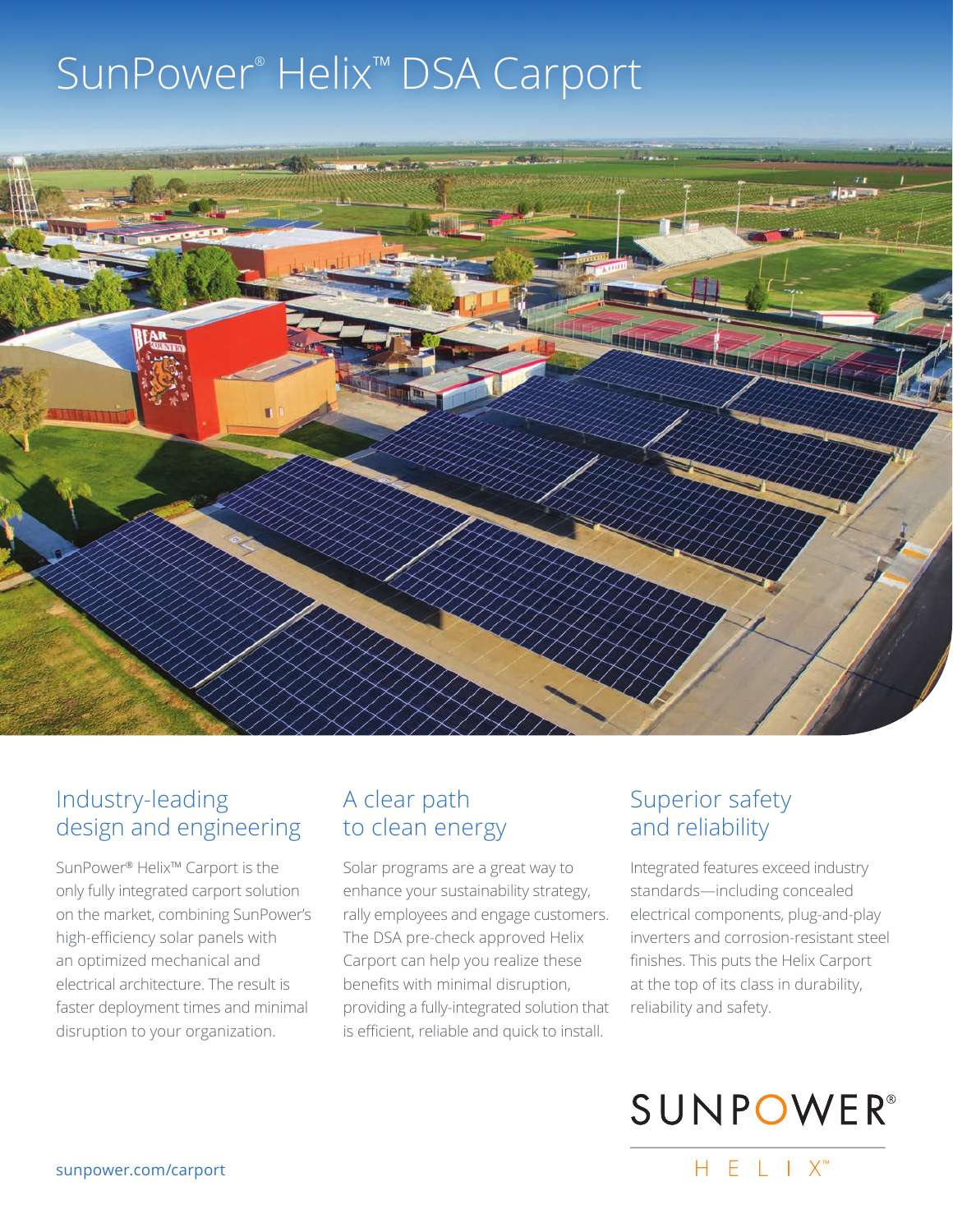# SunPower® Helix™ DSA Carport

## Industry-leading design and engineering

SunPower® Helix™ Carport is the only fully integrated carport solution on the market, combining SunPower's high-efficiency solar panels with an optimized mechanical and electrical architecture. The result is faster deployment times and minimal disruption to your organization.

## A clear path to clean energy

Solar programs are a great way to enhance your sustainability strategy, rally employees and engage customers. The DSA pre-check approved Helix Carport can help you realize these benefits with minimal disruption, providing a fully-integrated solution that is efficient, reliable and quick to install.

## Superior safety and reliability

Integrated features exceed industry standards—including concealed electrical components, plug-and-play inverters and corrosion-resistant steel finishes. This puts the Helix Carport at the top of its class in durability, reliability and safety.

SUNPOWER®

HELIX™

sunpower.com/carport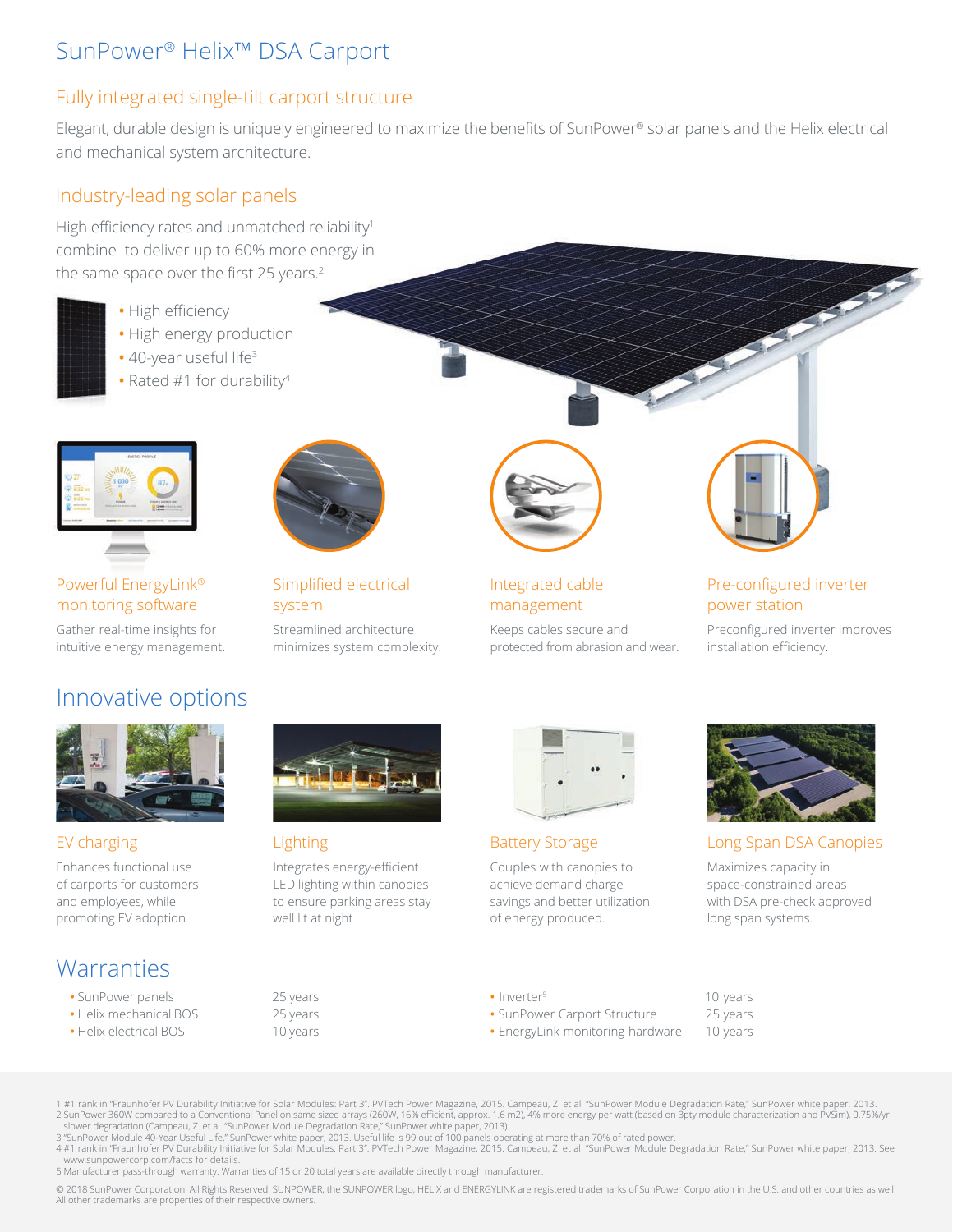# SunPower® Helix™ DSA Carport

## Fully integrated single-tilt carport structure

Elegant, durable design is uniquely engineered to maximize the benefits of SunPower® solar panels and the Helix electrical and mechanical system architecture.

## Industry-leading solar panels

High efficiency rates and unmatched reliability[1] combine to deliver up to 60% more energy in the same space over the first 25 years.[2]

- High efficiency
- High energy production
- 40-year useful life[3]
- Rated #1 for durability[4]

### Powerful EnergyLink® monitoring software

Gather real-time insights for intuitive energy management.

### Simplified electrical system

Streamlined architecture minimizes system complexity.

### Integrated cable management

Keeps cables secure and protected from abrasion and wear.

### Pre-configured inverter power station

Preconfigured inverter improves installation efficiency.

## Innovative options

### EV charging

Enhances functional use of carports for customers and employees, while promoting EV adoption

### Lighting

Integrates energy-efficient LED lighting within canopies to ensure parking areas stay well lit at night

### Battery Storage

Couples with canopies to achieve demand charge savings and better utilization of energy produced.

### Long Span DSA Canopies

Maximizes capacity in space-constrained areas with DSA pre-check approved long span systems.

## Warranties

| | |
|---|---|
| SunPower panels | 25 years |
| Helix mechanical BOS | 25 years |
| Helix electrical BOS | 10 years |
| Inverter[5] | 10 years |
| SunPower Carport Structure | 25 years |
| EnergyLink monitoring hardware | 10 years |

1 #1 rank in "Fraunhofer PV Durability Initiative for Solar Modules: Part 3". PVTech Power Magazine, 2015. Campeau, Z. et al. "SunPower Module Degradation Rate," SunPower white paper, 2013.
2 SunPower 360W compared to a Conventional Panel on same sized arrays (260W, 16% efficient, approx. 1.6 m2), 4% more energy per watt (based on 3pty module characterization and PVSim), 0.75%/yr slower degradation (Campeau, Z. et al. "SunPower Module Degradation Rate," SunPower white paper, 2013).
3 "SunPower Module 40-Year Useful Life," SunPower white paper, 2013. Useful life is 99 out of 100 panels operating at more than 70% of rated power.
4 #1 rank in "Fraunhofer PV Durability Initiative for Solar Modules: Part 3". PVTech Power Magazine, 2015. Campeau, Z. et al. "SunPower Module Degradation Rate," SunPower white paper, 2013. See www.sunpowercorp.com/facts for details.
5 Manufacturer pass-through warranty. Warranties of 15 or 20 total years are available directly through manufacturer.

© 2018 SunPower Corporation. All Rights Reserved. SUNPOWER, the SUNPOWER logo, HELIX and ENERGYLINK are registered trademarks of SunPower Corporation in the U.S. and other countries as well. All other trademarks are properties of their respective owners.